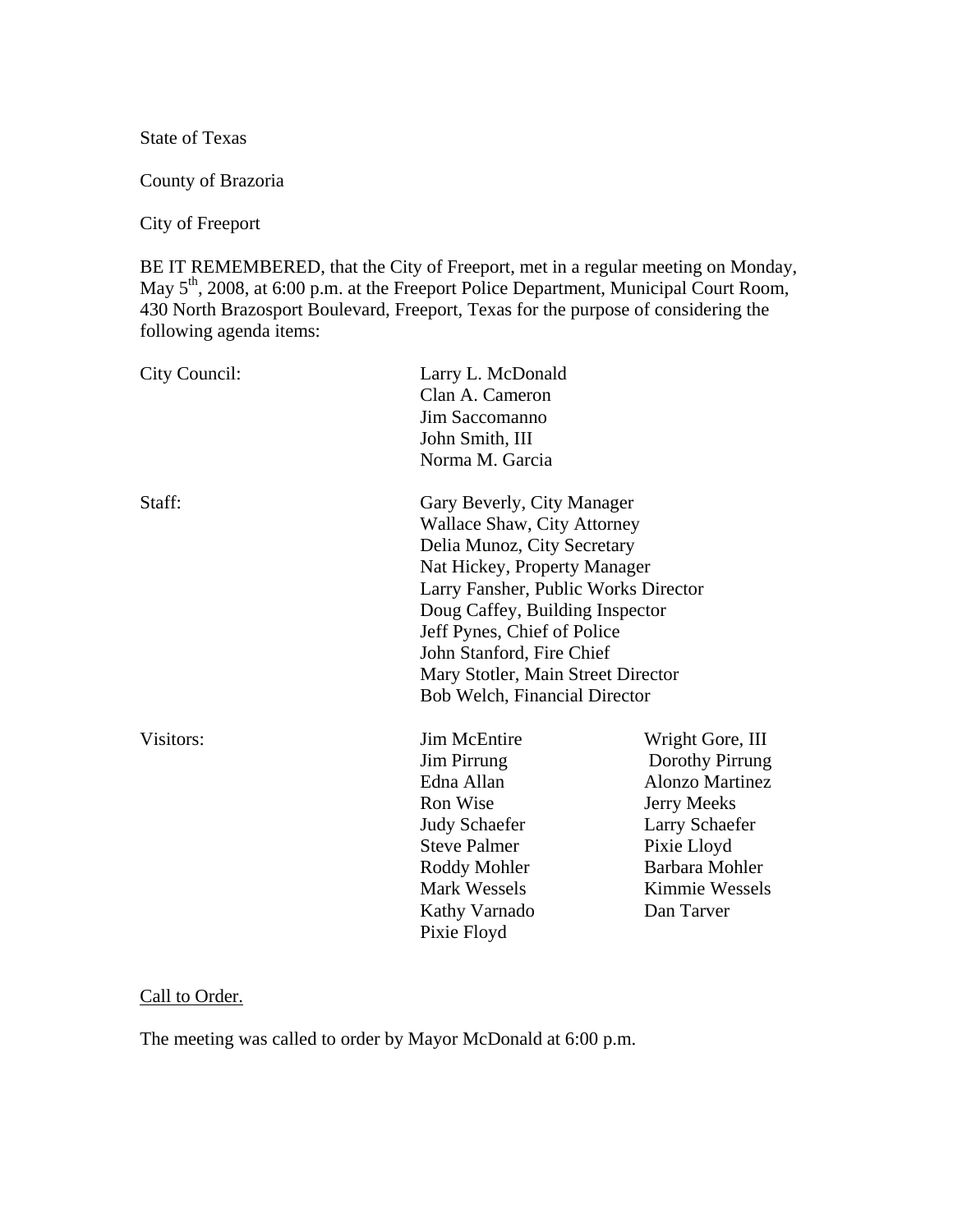State of Texas

County of Brazoria

City of Freeport

BE IT REMEMBERED, that the City of Freeport, met in a regular meeting on Monday, May 5th, 2008, at 6:00 p.m. at the Freeport Police Department, Municipal Court Room, 430 North Brazosport Boulevard, Freeport, Texas for the purpose of considering the following agenda items:

| | | |
|---|---|---|
| City Council: | Larry L. McDonald | |
| | Clan A. Cameron | |
| | Jim Saccomanno | |
| | John Smith, III | |
| | Norma M. Garcia | |
| Staff: | Gary Beverly, City Manager | |
| | Wallace Shaw, City Attorney | |
| | Delia Munoz, City Secretary | |
| | Nat Hickey, Property Manager | |
| | Larry Fansher, Public Works Director | |
| | Doug Caffey, Building Inspector | |
| | Jeff Pynes, Chief of Police | |
| | John Stanford, Fire Chief | |
| | Mary Stotler, Main Street Director | |
| | Bob Welch, Financial Director | |
| Visitors: | Jim McEntire | Wright Gore, III |
| | Jim Pirrung | Dorothy Pirrung |
| | Edna Allan | Alonzo Martinez |
| | Ron Wise | Jerry Meeks |
| | Judy Schaefer | Larry Schaefer |
| | Steve Palmer | Pixie Lloyd |
| | Roddy Mohler | Barbara Mohler |
| | Mark Wessels | Kimmie Wessels |
| | Kathy Varnado | Dan Tarver |
| | Pixie Floyd | |

Call to Order.

The meeting was called to order by Mayor McDonald at 6:00 p.m.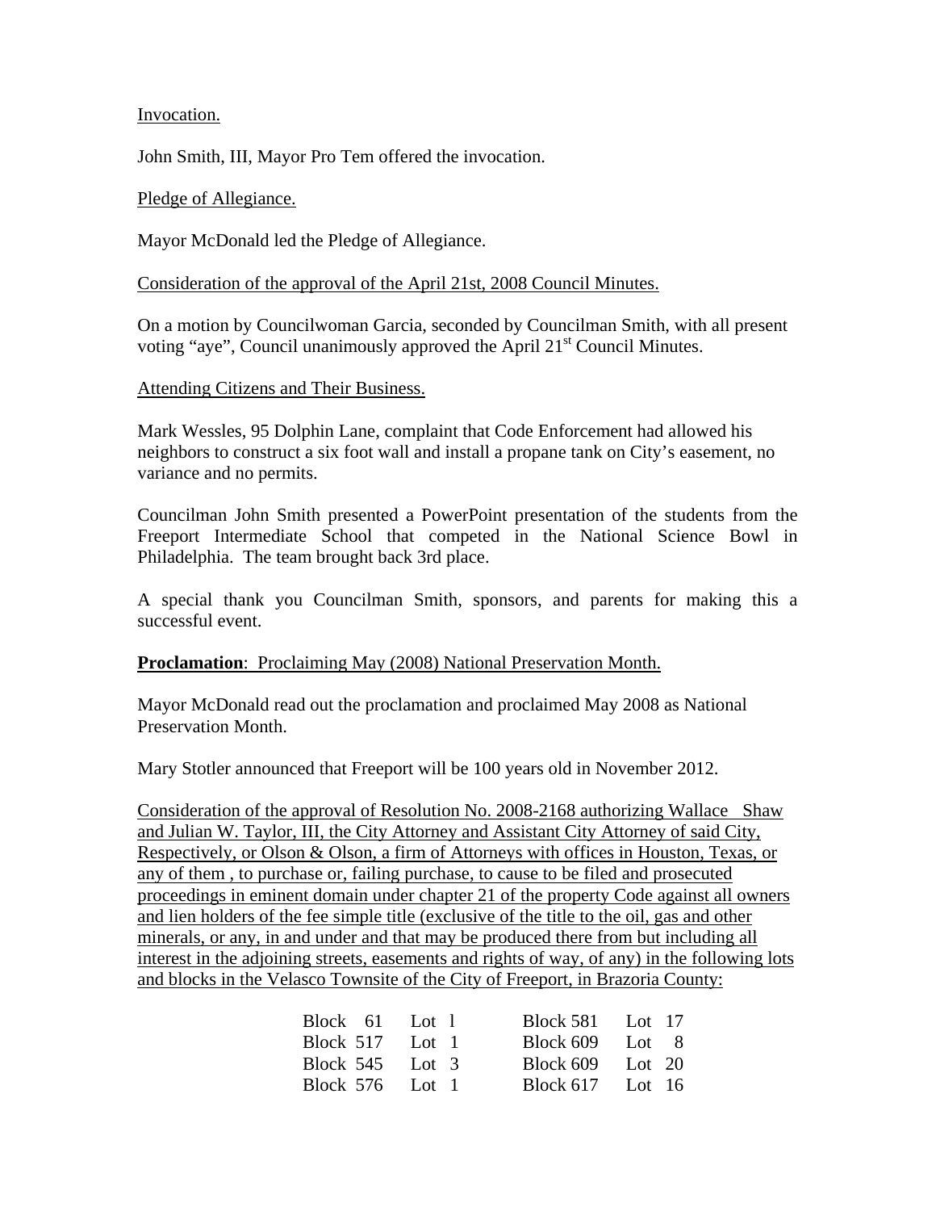<u>Invocation.</u>

John Smith, III, Mayor Pro Tem offered the invocation.

<u>Pledge of Allegiance.</u>

Mayor McDonald led the Pledge of Allegiance.

<u>Consideration of the approval of the April 21st, 2008 Council Minutes.</u>

On a motion by Councilwoman Garcia, seconded by Councilman Smith, with all present voting "aye", Council unanimously approved the April 21st Council Minutes.

<u>Attending Citizens and Their Business.</u>

Mark Wessles, 95 Dolphin Lane, complaint that Code Enforcement had allowed his neighbors to construct a six foot wall and install a propane tank on City's easement, no variance and no permits.

Councilman John Smith presented a PowerPoint presentation of the students from the Freeport Intermediate School that competed in the National Science Bowl in Philadelphia. The team brought back 3rd place.

A special thank you Councilman Smith, sponsors, and parents for making this a successful event.

**Proclamation**: <u>Proclaiming May (2008) National Preservation Month.</u>

Mayor McDonald read out the proclamation and proclaimed May 2008 as National Preservation Month.

Mary Stotler announced that Freeport will be 100 years old in November 2012.

<u>Consideration of the approval of Resolution No. 2008-2168 authorizing Wallace Shaw and Julian W. Taylor, III, the City Attorney and Assistant City Attorney of said City, Respectively, or Olson & Olson, a firm of Attorneys with offices in Houston, Texas, or any of them , to purchase or, failing purchase, to cause to be filed and prosecuted proceedings in eminent domain under chapter 21 of the property Code against all owners and lien holders of the fee simple title (exclusive of the title to the oil, gas and other minerals, or any, in and under and that may be produced there from but including all interest in the adjoining streets, easements and rights of way, of any) in the following lots and blocks in the Velasco Townsite of the City of Freeport, in Brazoria County:</u>

| | | | |
|---|---|---|---|
| Block 61 | Lot l | Block 581 | Lot 17 |
| Block 517 | Lot 1 | Block 609 | Lot 8 |
| Block 545 | Lot 3 | Block 609 | Lot 20 |
| Block 576 | Lot 1 | Block 617 | Lot 16 |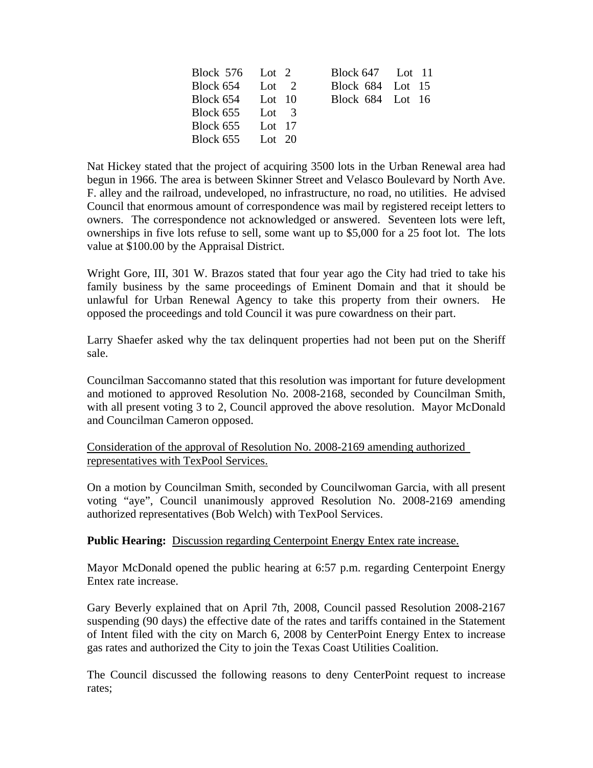| | | | |
|---|---|---|---|
| Block 576 | Lot 2 | Block 647 | Lot 11 |
| Block 654 | Lot 2 | Block 684 | Lot 15 |
| Block 654 | Lot 10 | Block 684 | Lot 16 |
| Block 655 | Lot 3 | | |
| Block 655 | Lot 17 | | |
| Block 655 | Lot 20 | | |

Nat Hickey stated that the project of acquiring 3500 lots in the Urban Renewal area had begun in 1966. The area is between Skinner Street and Velasco Boulevard by North Ave. F. alley and the railroad, undeveloped, no infrastructure, no road, no utilities. He advised Council that enormous amount of correspondence was mail by registered receipt letters to owners. The correspondence not acknowledged or answered. Seventeen lots were left, ownerships in five lots refuse to sell, some want up to $5,000 for a 25 foot lot. The lots value at $100.00 by the Appraisal District.

Wright Gore, III, 301 W. Brazos stated that four year ago the City had tried to take his family business by the same proceedings of Eminent Domain and that it should be unlawful for Urban Renewal Agency to take this property from their owners. He opposed the proceedings and told Council it was pure cowardness on their part.

Larry Shaefer asked why the tax delinquent properties had not been put on the Sheriff sale.

Councilman Saccomanno stated that this resolution was important for future development and motioned to approved Resolution No. 2008-2168, seconded by Councilman Smith, with all present voting 3 to 2, Council approved the above resolution. Mayor McDonald and Councilman Cameron opposed.

Consideration of the approval of Resolution No. 2008-2169 amending authorized representatives with TexPool Services.

On a motion by Councilman Smith, seconded by Councilwoman Garcia, with all present voting "aye", Council unanimously approved Resolution No. 2008-2169 amending authorized representatives (Bob Welch) with TexPool Services.

**Public Hearing:** Discussion regarding Centerpoint Energy Entex rate increase.

Mayor McDonald opened the public hearing at 6:57 p.m. regarding Centerpoint Energy Entex rate increase.

Gary Beverly explained that on April 7th, 2008, Council passed Resolution 2008-2167 suspending (90 days) the effective date of the rates and tariffs contained in the Statement of Intent filed with the city on March 6, 2008 by CenterPoint Energy Entex to increase gas rates and authorized the City to join the Texas Coast Utilities Coalition.

The Council discussed the following reasons to deny CenterPoint request to increase rates;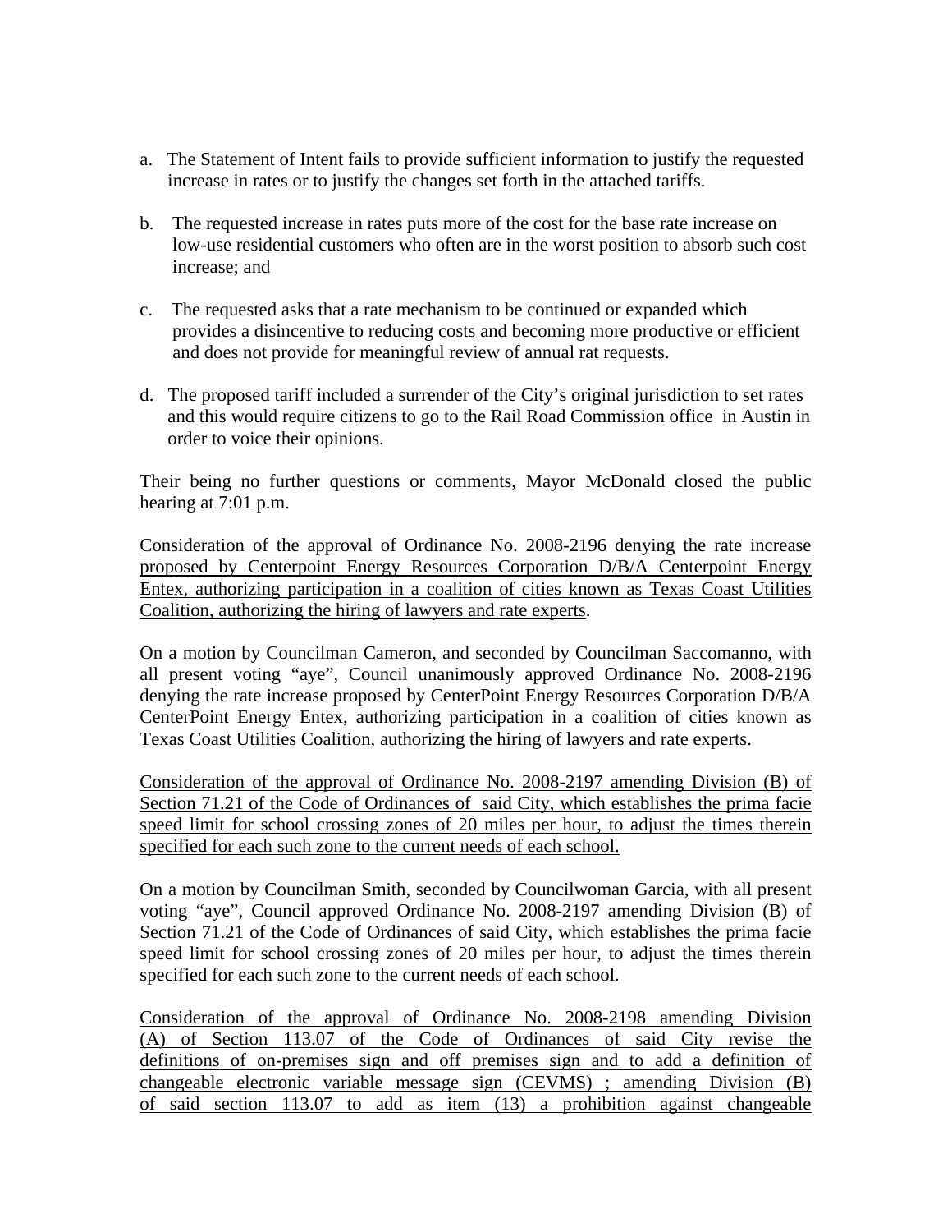a. The Statement of Intent fails to provide sufficient information to justify the requested increase in rates or to justify the changes set forth in the attached tariffs.

b. The requested increase in rates puts more of the cost for the base rate increase on low-use residential customers who often are in the worst position to absorb such cost increase; and

c. The requested asks that a rate mechanism to be continued or expanded which provides a disincentive to reducing costs and becoming more productive or efficient and does not provide for meaningful review of annual rat requests.

d. The proposed tariff included a surrender of the City's original jurisdiction to set rates and this would require citizens to go to the Rail Road Commission office in Austin in order to voice their opinions.

Their being no further questions or comments, Mayor McDonald closed the public hearing at 7:01 p.m.

<u>Consideration of the approval of Ordinance No. 2008-2196 denying the rate increase proposed by Centerpoint Energy Resources Corporation D/B/A Centerpoint Energy Entex, authorizing participation in a coalition of cities known as Texas Coast Utilities Coalition, authorizing the hiring of lawyers and rate experts</u>.

On a motion by Councilman Cameron, and seconded by Councilman Saccomanno, with all present voting "aye", Council unanimously approved Ordinance No. 2008-2196 denying the rate increase proposed by CenterPoint Energy Resources Corporation D/B/A CenterPoint Energy Entex, authorizing participation in a coalition of cities known as Texas Coast Utilities Coalition, authorizing the hiring of lawyers and rate experts.

<u>Consideration of the approval of Ordinance No. 2008-2197 amending Division (B) of Section 71.21 of the Code of Ordinances of said City, which establishes the prima facie speed limit for school crossing zones of 20 miles per hour, to adjust the times therein specified for each such zone to the current needs of each school.</u>

On a motion by Councilman Smith, seconded by Councilwoman Garcia, with all present voting "aye", Council approved Ordinance No. 2008-2197 amending Division (B) of Section 71.21 of the Code of Ordinances of said City, which establishes the prima facie speed limit for school crossing zones of 20 miles per hour, to adjust the times therein specified for each such zone to the current needs of each school.

<u>Consideration of the approval of Ordinance No. 2008-2198 amending Division (A) of Section 113.07 of the Code of Ordinances of said City revise the definitions of on-premises sign and off premises sign and to add a definition of changeable electronic variable message sign (CEVMS) ; amending Division (B) of said section 113.07 to add as item (13) a prohibition against changeable</u>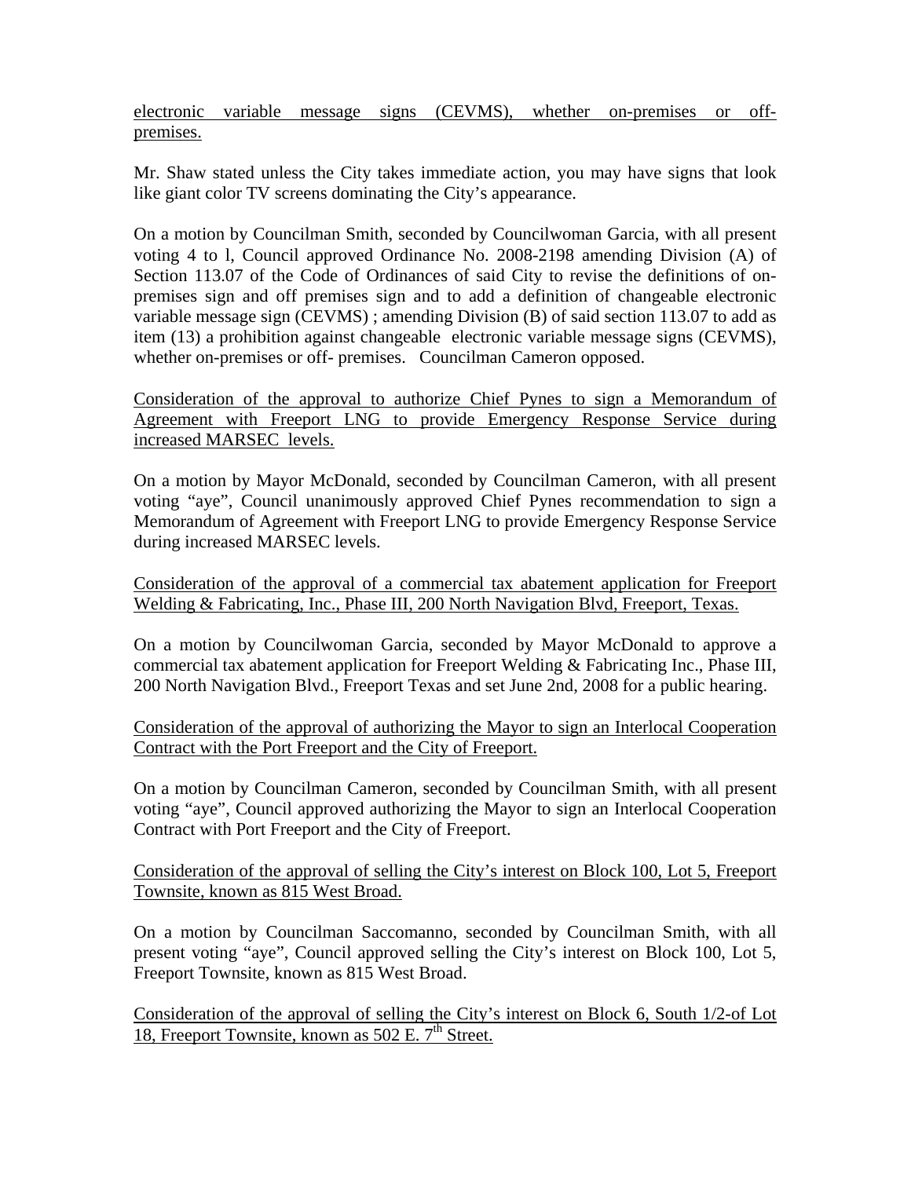electronic variable message signs (CEVMS), whether on-premises or off-premises.

Mr. Shaw stated unless the City takes immediate action, you may have signs that look like giant color TV screens dominating the City's appearance.

On a motion by Councilman Smith, seconded by Councilwoman Garcia, with all present voting 4 to l, Council approved Ordinance No. 2008-2198 amending Division (A) of Section 113.07 of the Code of Ordinances of said City to revise the definitions of on-premises sign and off premises sign and to add a definition of changeable electronic variable message sign (CEVMS) ; amending Division (B) of said section 113.07 to add as item (13) a prohibition against changeable electronic variable message signs (CEVMS), whether on-premises or off- premises. Councilman Cameron opposed.

Consideration of the approval to authorize Chief Pynes to sign a Memorandum of Agreement with Freeport LNG to provide Emergency Response Service during increased MARSEC levels.

On a motion by Mayor McDonald, seconded by Councilman Cameron, with all present voting "aye", Council unanimously approved Chief Pynes recommendation to sign a Memorandum of Agreement with Freeport LNG to provide Emergency Response Service during increased MARSEC levels.

Consideration of the approval of a commercial tax abatement application for Freeport Welding & Fabricating, Inc., Phase III, 200 North Navigation Blvd, Freeport, Texas.

On a motion by Councilwoman Garcia, seconded by Mayor McDonald to approve a commercial tax abatement application for Freeport Welding & Fabricating Inc., Phase III, 200 North Navigation Blvd., Freeport Texas and set June 2nd, 2008 for a public hearing.

Consideration of the approval of authorizing the Mayor to sign an Interlocal Cooperation Contract with the Port Freeport and the City of Freeport.

On a motion by Councilman Cameron, seconded by Councilman Smith, with all present voting "aye", Council approved authorizing the Mayor to sign an Interlocal Cooperation Contract with Port Freeport and the City of Freeport.

Consideration of the approval of selling the City's interest on Block 100, Lot 5, Freeport Townsite, known as 815 West Broad.

On a motion by Councilman Saccomanno, seconded by Councilman Smith, with all present voting "aye", Council approved selling the City's interest on Block 100, Lot 5, Freeport Townsite, known as 815 West Broad.

Consideration of the approval of selling the City's interest on Block 6, South 1/2-of Lot 18, Freeport Townsite, known as 502 E. 7th Street.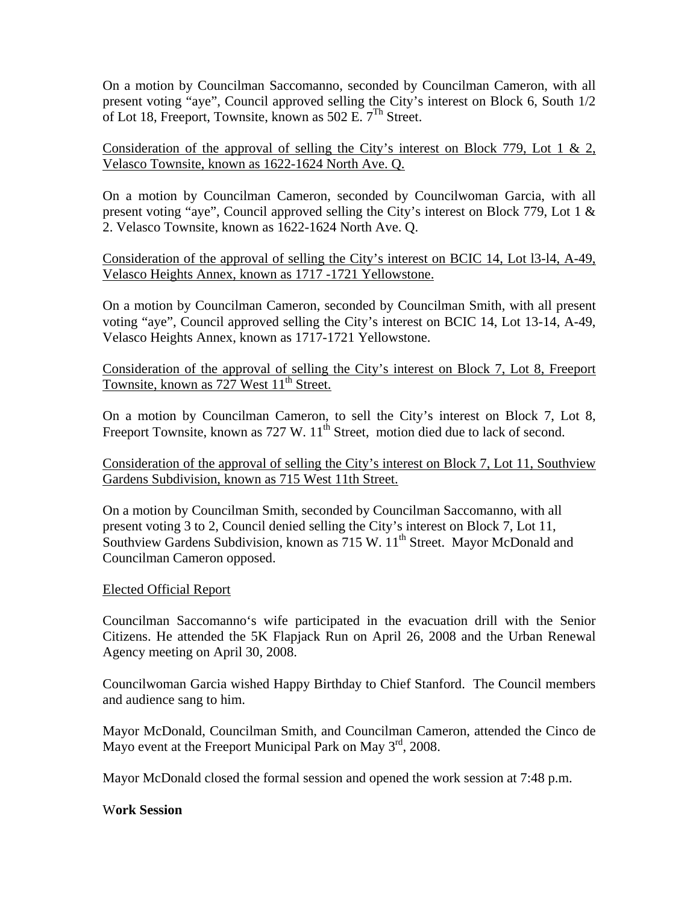On a motion by Councilman Saccomanno, seconded by Councilman Cameron, with all present voting "aye", Council approved selling the City's interest on Block 6, South 1/2 of Lot 18, Freeport, Townsite, known as 502 E. 7Th Street.

Consideration of the approval of selling the City's interest on Block 779, Lot 1 & 2, Velasco Townsite, known as 1622-1624 North Ave. Q.

On a motion by Councilman Cameron, seconded by Councilwoman Garcia, with all present voting "aye", Council approved selling the City's interest on Block 779, Lot 1 & 2. Velasco Townsite, known as 1622-1624 North Ave. Q.

Consideration of the approval of selling the City's interest on BCIC 14, Lot l3-l4, A-49, Velasco Heights Annex, known as 1717 -1721 Yellowstone.

On a motion by Councilman Cameron, seconded by Councilman Smith, with all present voting "aye", Council approved selling the City's interest on BCIC 14, Lot 13-14, A-49, Velasco Heights Annex, known as 1717-1721 Yellowstone.

Consideration of the approval of selling the City's interest on Block 7, Lot 8, Freeport Townsite, known as 727 West 11th Street.

On a motion by Councilman Cameron, to sell the City's interest on Block 7, Lot 8, Freeport Townsite, known as 727 W. 11th Street, motion died due to lack of second.

Consideration of the approval of selling the City's interest on Block 7, Lot 11, Southview Gardens Subdivision, known as 715 West 11th Street.

On a motion by Councilman Smith, seconded by Councilman Saccomanno, with all present voting 3 to 2, Council denied selling the City's interest on Block 7, Lot 11, Southview Gardens Subdivision, known as 715 W. 11th Street. Mayor McDonald and Councilman Cameron opposed.

Elected Official Report

Councilman Saccomanno's wife participated in the evacuation drill with the Senior Citizens. He attended the 5K Flapjack Run on April 26, 2008 and the Urban Renewal Agency meeting on April 30, 2008.

Councilwoman Garcia wished Happy Birthday to Chief Stanford. The Council members and audience sang to him.

Mayor McDonald, Councilman Smith, and Councilman Cameron, attended the Cinco de Mayo event at the Freeport Municipal Park on May 3rd, 2008.

Mayor McDonald closed the formal session and opened the work session at 7:48 p.m.

**Work Session**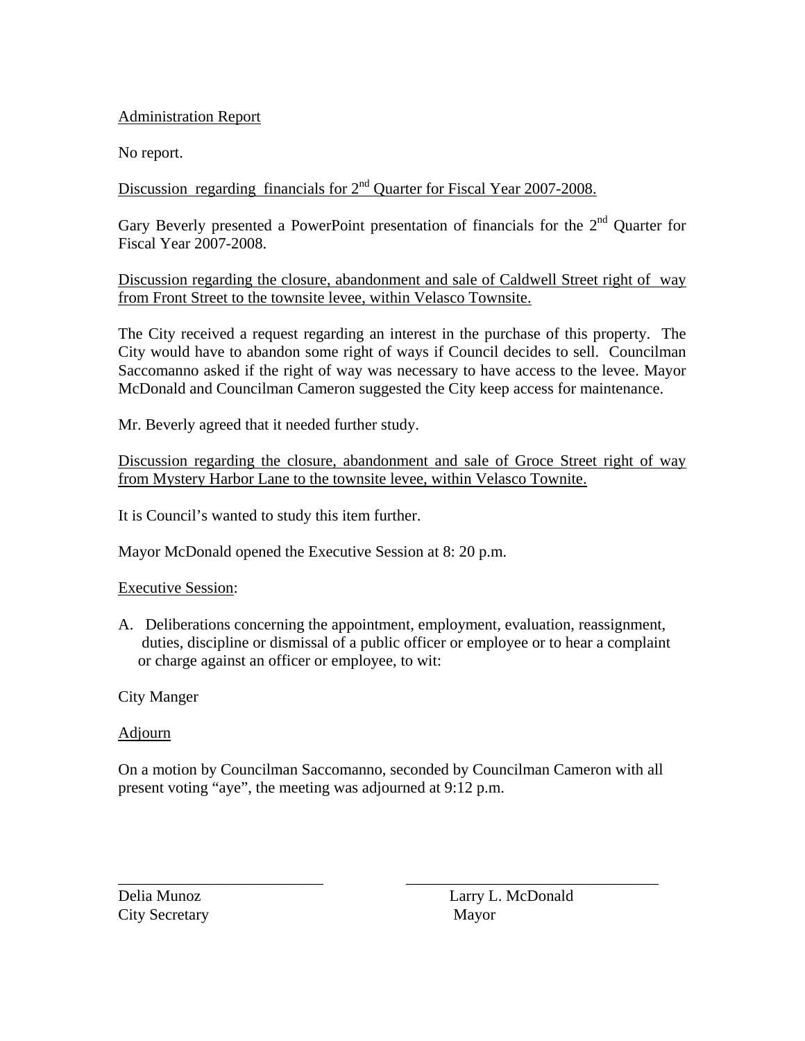Administration Report

No report.

Discussion regarding financials for 2nd Quarter for Fiscal Year 2007-2008.

Gary Beverly presented a PowerPoint presentation of financials for the 2nd Quarter for Fiscal Year 2007-2008.

Discussion regarding the closure, abandonment and sale of Caldwell Street right of way from Front Street to the townsite levee, within Velasco Townsite.

The City received a request regarding an interest in the purchase of this property. The City would have to abandon some right of ways if Council decides to sell. Councilman Saccomanno asked if the right of way was necessary to have access to the levee. Mayor McDonald and Councilman Cameron suggested the City keep access for maintenance.

Mr. Beverly agreed that it needed further study.

Discussion regarding the closure, abandonment and sale of Groce Street right of way from Mystery Harbor Lane to the townsite levee, within Velasco Townite.

It is Council's wanted to study this item further.

Mayor McDonald opened the Executive Session at 8: 20 p.m.

Executive Session:

A. Deliberations concerning the appointment, employment, evaluation, reassignment, duties, discipline or dismissal of a public officer or employee or to hear a complaint or charge against an officer or employee, to wit:

City Manger

Adjourn

On a motion by Councilman Saccomanno, seconded by Councilman Cameron with all present voting "aye", the meeting was adjourned at 9:12 p.m.

\_\_\_\_\_\_\_\_\_\_\_\_\_\_\_\_\_\_\_\_\_\_\_\_\_\_\_
Delia Munoz
City Secretary

\_\_\_\_\_\_\_\_\_\_\_\_\_\_\_\_\_\_\_\_\_\_\_\_\_\_\_\_\_\_\_\_\_
Larry L. McDonald
Mayor